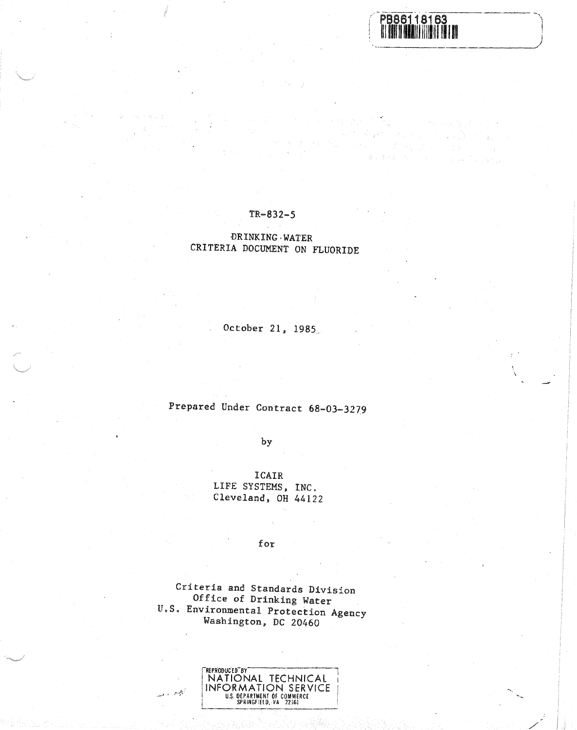PB86118163

TR-832-5

# DRINKING WATER CRITERIA DOCUMENT ON FLUORIDE

October 21, 1985

Prepared Under Contract 68-03-3279

by

ICAIR
LIFE SYSTEMS, INC.
Cleveland, OH 44122

for

Criteria and Standards Division
Office of Drinking Water
U.S. Environmental Protection Agency
Washington, DC 20460

REPRODUCED BY
NATIONAL TECHNICAL INFORMATION SERVICE
U.S. DEPARTMENT OF COMMERCE
SPRINGFIELD, VA 22161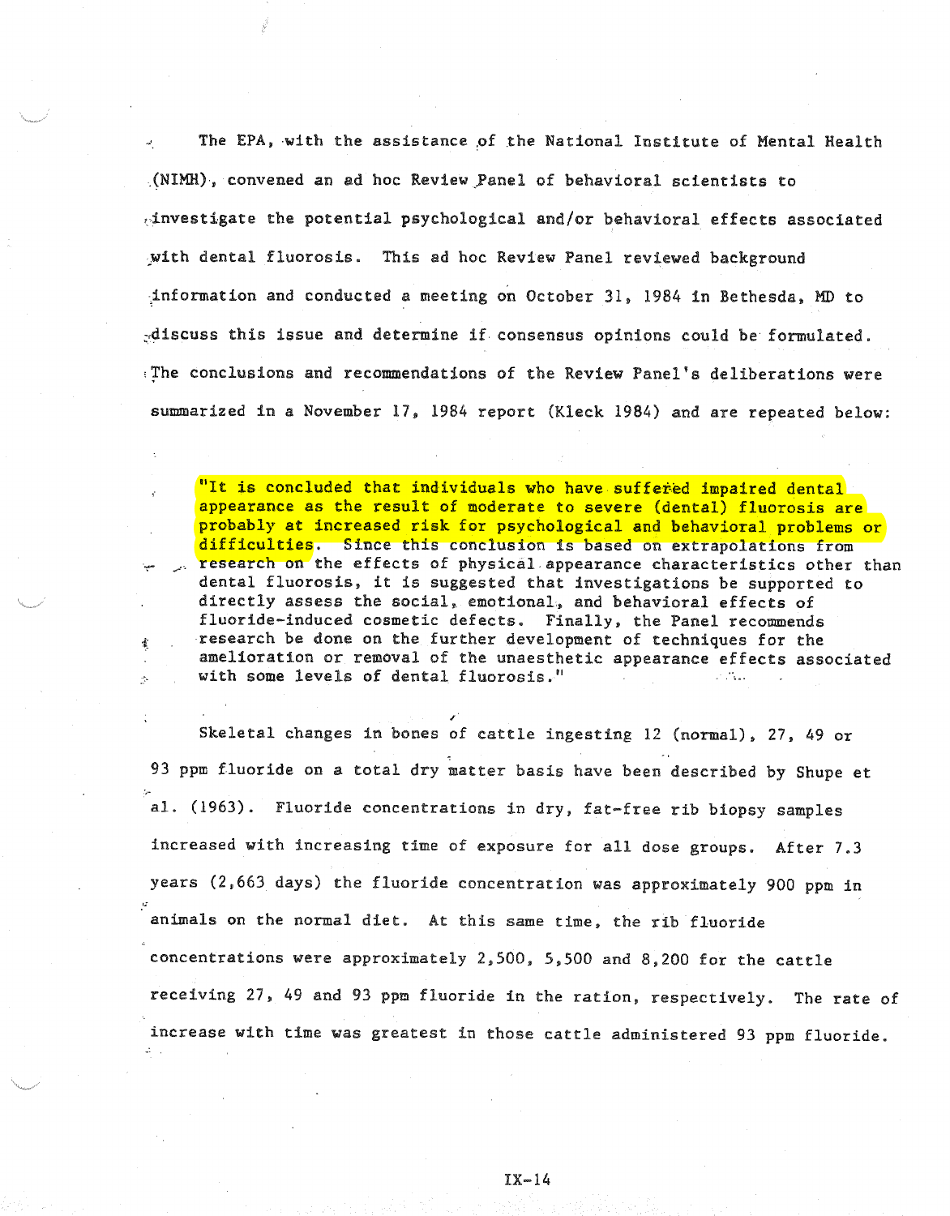The EPA, with the assistance of the National Institute of Mental Health (NIMH), convened an ad hoc Review Panel of behavioral scientists to investigate the potential psychological and/or behavioral effects associated with dental fluorosis. This ad hoc Review Panel reviewed background information and conducted a meeting on October 31, 1984 in Bethesda, MD to discuss this issue and determine if consensus opinions could be formulated. The conclusions and recommendations of the Review Panel's deliberations were summarized in a November 17, 1984 report (Kleck 1984) and are repeated below:

> "It is concluded that individuals who have suffered impaired dental appearance as the result of moderate to severe (dental) fluorosis are probably at increased risk for psychological and behavioral problems or difficulties. Since this conclusion is based on extrapolations from research on the effects of physical appearance characteristics other than dental fluorosis, it is suggested that investigations be supported to directly assess the social, emotional, and behavioral effects of fluoride-induced cosmetic defects. Finally, the Panel recommends research be done on the further development of techniques for the amelioration or removal of the unaesthetic appearance effects associated with some levels of dental fluorosis."

Skeletal changes in bones of cattle ingesting 12 (normal), 27, 49 or 93 ppm fluoride on a total dry matter basis have been described by Shupe et al. (1963). Fluoride concentrations in dry, fat-free rib biopsy samples increased with increasing time of exposure for all dose groups. After 7.3 years (2,663 days) the fluoride concentration was approximately 900 ppm in animals on the normal diet. At this same time, the rib fluoride concentrations were approximately 2,500, 5,500 and 8,200 for the cattle receiving 27, 49 and 93 ppm fluoride in the ration, respectively. The rate of increase with time was greatest in those cattle administered 93 ppm fluoride.